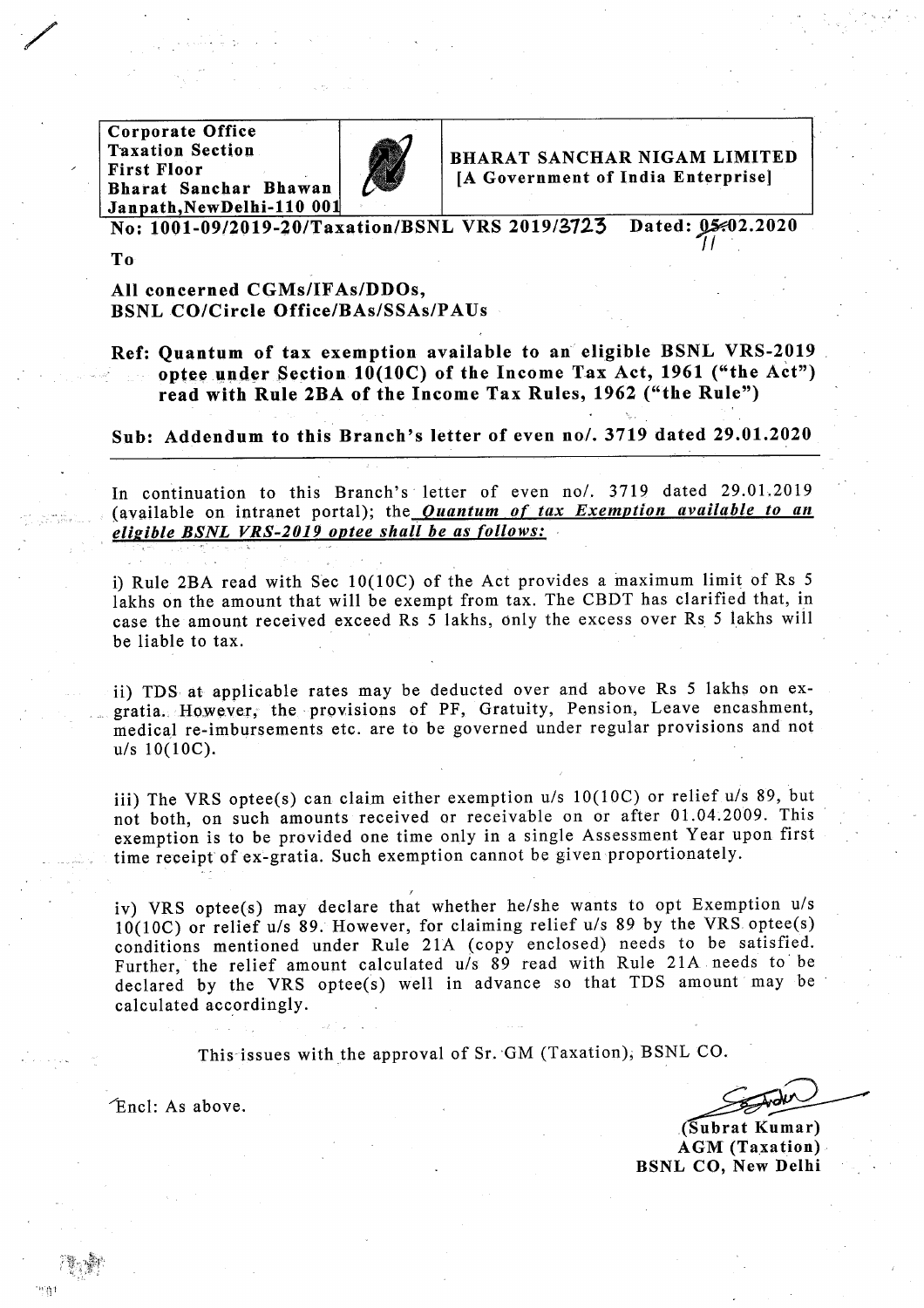| Corporate Office<br>Taxation Section<br>First Floor<br>Bharat Sanchar Bhawan<br>Janpath,NewDelhi-110 001 | | **BHARAT SANCHAR NIGAM LIMITED**<br>**[A Government of India Enterprise]** |
|---|---|---|

**No: 1001-09/2019-20/Taxation/BSNL VRS 2019/3723 Dated: 11.02.2020**

**To**

**All concerned CGMs/IFAs/DDOs,**
**BSNL CO/Circle Office/BAs/SSAs/PAUs**

**Ref: Quantum of tax exemption available to an eligible BSNL VRS-2019 optee under Section 10(10C) of the Income Tax Act, 1961 ("the Act") read with Rule 2BA of the Income Tax Rules, 1962 ("the Rule")**

**Sub: Addendum to this Branch's letter of even no/. 3719 dated 29.01.2020**

In continuation to this Branch's letter of even no/. 3719 dated 29.01.2019 (available on intranet portal); the ***Quantum of tax Exemption available to an eligible BSNL VRS-2019 optee shall be as follows:***

i) Rule 2BA read with Sec 10(10C) of the Act provides a maximum limit of Rs 5 lakhs on the amount that will be exempt from tax. The CBDT has clarified that, in case the amount received exceed Rs 5 lakhs, only the excess over Rs 5 lakhs will be liable to tax.

ii) TDS at applicable rates may be deducted over and above Rs 5 lakhs on ex-gratia. However, the provisions of PF, Gratuity, Pension, Leave encashment, medical re-imbursements etc. are to be governed under regular provisions and not u/s 10(10C).

iii) The VRS optee(s) can claim either exemption u/s 10(10C) or relief u/s 89, but not both, on such amounts received or receivable on or after 01.04.2009. This exemption is to be provided one time only in a single Assessment Year upon first time receipt of ex-gratia. Such exemption cannot be given proportionately.

iv) VRS optee(s) may declare that whether he/she wants to opt Exemption u/s 10(10C) or relief u/s 89. However, for claiming relief u/s 89 by the VRS optee(s) conditions mentioned under Rule 21A (copy enclosed) needs to be satisfied. Further, the relief amount calculated u/s 89 read with Rule 21A needs to be declared by the VRS optee(s) well in advance so that TDS amount may be calculated accordingly.

This issues with the approval of Sr. GM (Taxation), BSNL CO.

Encl: As above.

**(Subrat Kumar)**
**AGM (Taxation)**
**BSNL CO, New Delhi**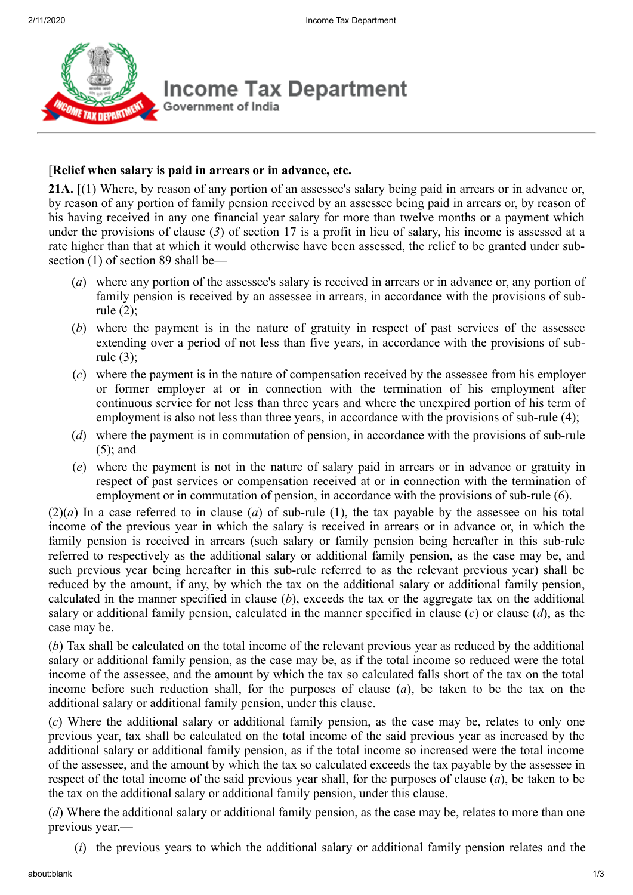[**Relief when salary is paid in arrears or in advance, etc.**

**21A.** [(1) Where, by reason of any portion of an assessee's salary being paid in arrears or in advance or, by reason of any portion of family pension received by an assessee being paid in arrears or, by reason of his having received in any one financial year salary for more than twelve months or a payment which under the provisions of clause (*3*) of section 17 is a profit in lieu of salary, his income is assessed at a rate higher than that at which it would otherwise have been assessed, the relief to be granted under sub-section (1) of section 89 shall be—

- (*a*) where any portion of the assessee's salary is received in arrears or in advance or, any portion of family pension is received by an assessee in arrears, in accordance with the provisions of sub-rule (2);
- (*b*) where the payment is in the nature of gratuity in respect of past services of the assessee extending over a period of not less than five years, in accordance with the provisions of sub-rule (3);
- (*c*) where the payment is in the nature of compensation received by the assessee from his employer or former employer at or in connection with the termination of his employment after continuous service for not less than three years and where the unexpired portion of his term of employment is also not less than three years, in accordance with the provisions of sub-rule (4);
- (*d*) where the payment is in commutation of pension, in accordance with the provisions of sub-rule (5); and
- (*e*) where the payment is not in the nature of salary paid in arrears or in advance or gratuity in respect of past services or compensation received at or in connection with the termination of employment or in commutation of pension, in accordance with the provisions of sub-rule (6).

(2)(*a*) In a case referred to in clause (*a*) of sub-rule (1), the tax payable by the assessee on his total income of the previous year in which the salary is received in arrears or in advance or, in which the family pension is received in arrears (such salary or family pension being hereafter in this sub-rule referred to respectively as the additional salary or additional family pension, as the case may be, and such previous year being hereafter in this sub-rule referred to as the relevant previous year) shall be reduced by the amount, if any, by which the tax on the additional salary or additional family pension, calculated in the manner specified in clause (*b*), exceeds the tax or the aggregate tax on the additional salary or additional family pension, calculated in the manner specified in clause (*c*) or clause (*d*), as the case may be.

(*b*) Tax shall be calculated on the total income of the relevant previous year as reduced by the additional salary or additional family pension, as the case may be, as if the total income so reduced were the total income of the assessee, and the amount by which the tax so calculated falls short of the tax on the total income before such reduction shall, for the purposes of clause (*a*), be taken to be the tax on the additional salary or additional family pension, under this clause.

(*c*) Where the additional salary or additional family pension, as the case may be, relates to only one previous year, tax shall be calculated on the total income of the said previous year as increased by the additional salary or additional family pension, as if the total income so increased were the total income of the assessee, and the amount by which the tax so calculated exceeds the tax payable by the assessee in respect of the total income of the said previous year shall, for the purposes of clause (*a*), be taken to be the tax on the additional salary or additional family pension, under this clause.

(*d*) Where the additional salary or additional family pension, as the case may be, relates to more than one previous year,—

- (*i*) the previous years to which the additional salary or additional family pension relates and the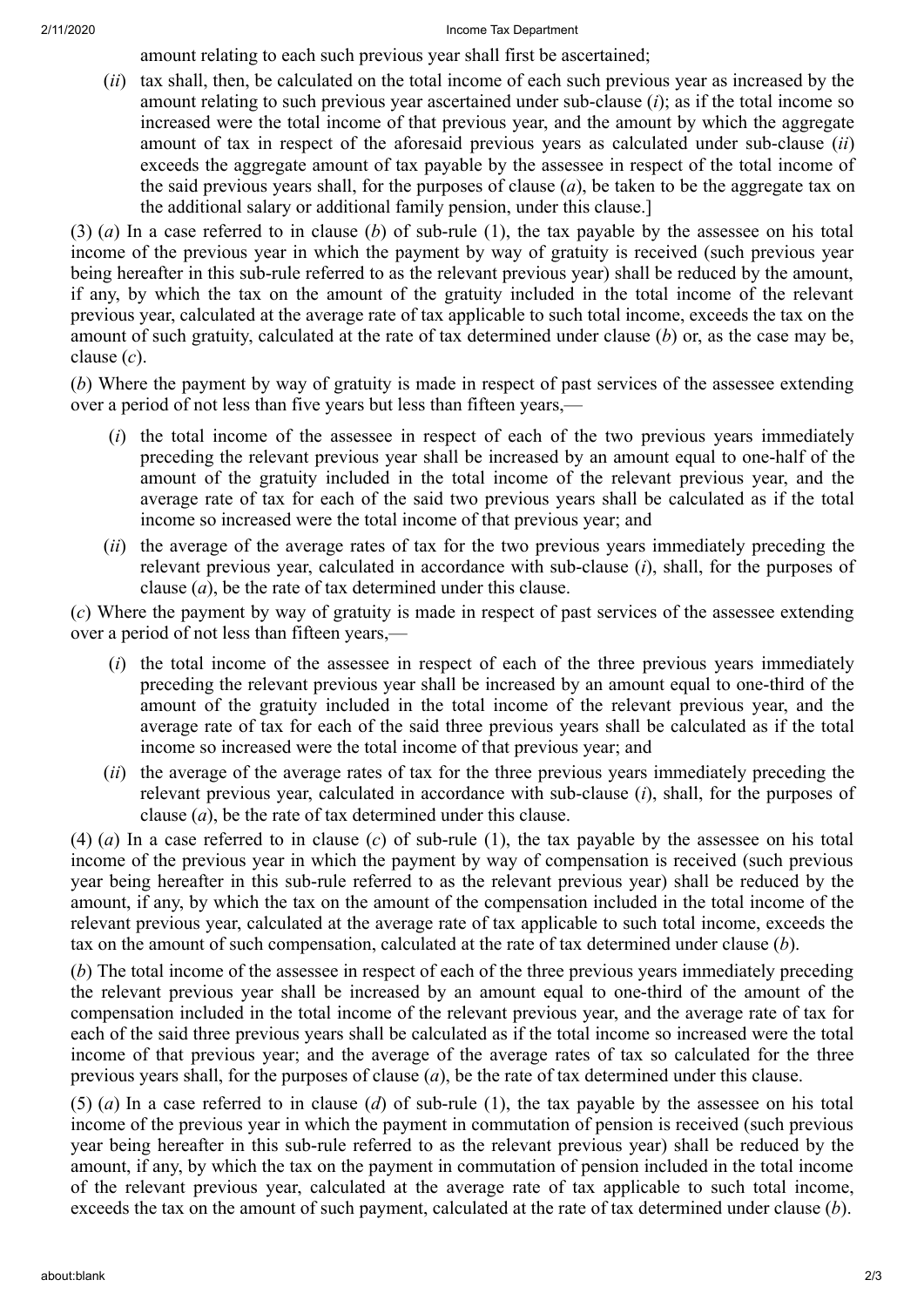amount relating to each such previous year shall first be ascertained;

(*ii*) tax shall, then, be calculated on the total income of each such previous year as increased by the amount relating to such previous year ascertained under sub-clause (*i*); as if the total income so increased were the total income of that previous year, and the amount by which the aggregate amount of tax in respect of the aforesaid previous years as calculated under sub-clause (*ii*) exceeds the aggregate amount of tax payable by the assessee in respect of the total income of the said previous years shall, for the purposes of clause (*a*), be taken to be the aggregate tax on the additional salary or additional family pension, under this clause.]

(3) (*a*) In a case referred to in clause (*b*) of sub-rule (1), the tax payable by the assessee on his total income of the previous year in which the payment by way of gratuity is received (such previous year being hereafter in this sub-rule referred to as the relevant previous year) shall be reduced by the amount, if any, by which the tax on the amount of the gratuity included in the total income of the relevant previous year, calculated at the average rate of tax applicable to such total income, exceeds the tax on the amount of such gratuity, calculated at the rate of tax determined under clause (*b*) or, as the case may be, clause (*c*).

(*b*) Where the payment by way of gratuity is made in respect of past services of the assessee extending over a period of not less than five years but less than fifteen years,—

(*i*) the total income of the assessee in respect of each of the two previous years immediately preceding the relevant previous year shall be increased by an amount equal to one-half of the amount of the gratuity included in the total income of the relevant previous year, and the average rate of tax for each of the said two previous years shall be calculated as if the total income so increased were the total income of that previous year; and

(*ii*) the average of the average rates of tax for the two previous years immediately preceding the relevant previous year, calculated in accordance with sub-clause (*i*), shall, for the purposes of clause (*a*), be the rate of tax determined under this clause.

(*c*) Where the payment by way of gratuity is made in respect of past services of the assessee extending over a period of not less than fifteen years,—

(*i*) the total income of the assessee in respect of each of the three previous years immediately preceding the relevant previous year shall be increased by an amount equal to one-third of the amount of the gratuity included in the total income of the relevant previous year, and the average rate of tax for each of the said three previous years shall be calculated as if the total income so increased were the total income of that previous year; and

(*ii*) the average of the average rates of tax for the three previous years immediately preceding the relevant previous year, calculated in accordance with sub-clause (*i*), shall, for the purposes of clause (*a*), be the rate of tax determined under this clause.

(4) (*a*) In a case referred to in clause (*c*) of sub-rule (1), the tax payable by the assessee on his total income of the previous year in which the payment by way of compensation is received (such previous year being hereafter in this sub-rule referred to as the relevant previous year) shall be reduced by the amount, if any, by which the tax on the amount of the compensation included in the total income of the relevant previous year, calculated at the average rate of tax applicable to such total income, exceeds the tax on the amount of such compensation, calculated at the rate of tax determined under clause (*b*).

(*b*) The total income of the assessee in respect of each of the three previous years immediately preceding the relevant previous year shall be increased by an amount equal to one-third of the amount of the compensation included in the total income of the relevant previous year, and the average rate of tax for each of the said three previous years shall be calculated as if the total income so increased were the total income of that previous year; and the average of the average rates of tax so calculated for the three previous years shall, for the purposes of clause (*a*), be the rate of tax determined under this clause.

(5) (*a*) In a case referred to in clause (*d*) of sub-rule (1), the tax payable by the assessee on his total income of the previous year in which the payment in commutation of pension is received (such previous year being hereafter in this sub-rule referred to as the relevant previous year) shall be reduced by the amount, if any, by which the tax on the payment in commutation of pension included in the total income of the relevant previous year, calculated at the average rate of tax applicable to such total income, exceeds the tax on the amount of such payment, calculated at the rate of tax determined under clause (*b*).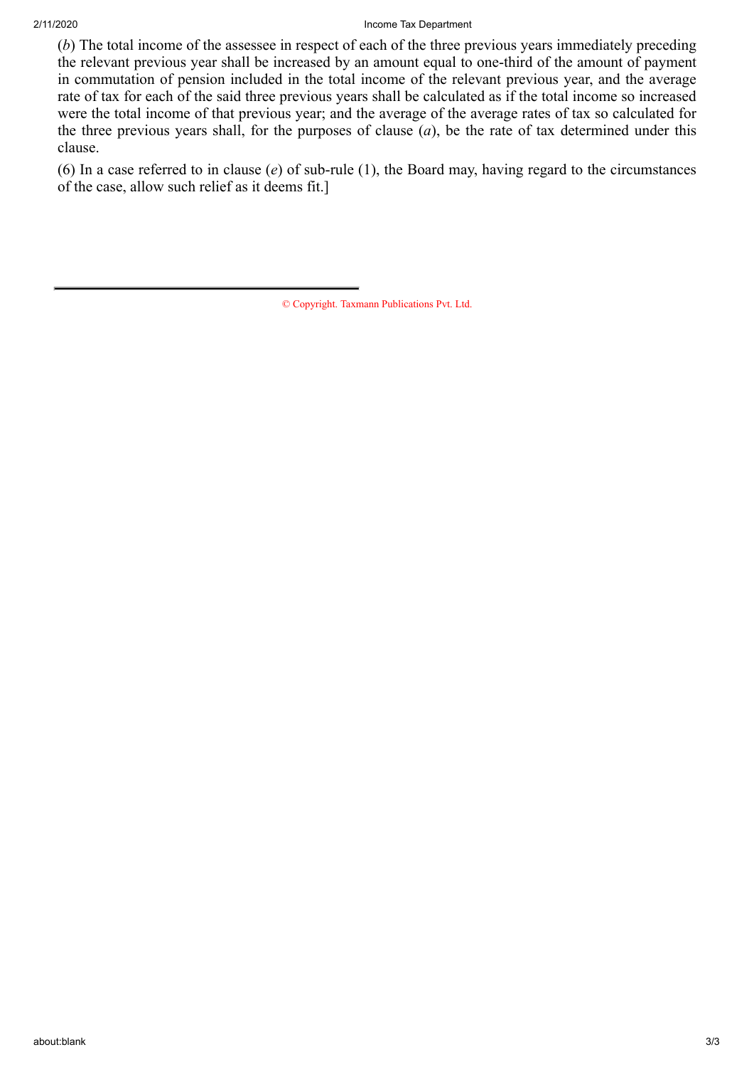(*b*) The total income of the assessee in respect of each of the three previous years immediately preceding the relevant previous year shall be increased by an amount equal to one-third of the amount of payment in commutation of pension included in the total income of the relevant previous year, and the average rate of tax for each of the said three previous years shall be calculated as if the total income so increased were the total income of that previous year; and the average of the average rates of tax so calculated for the three previous years shall, for the purposes of clause (*a*), be the rate of tax determined under this clause.

(6) In a case referred to in clause (*e*) of sub-rule (1), the Board may, having regard to the circumstances of the case, allow such relief as it deems fit.]

---

© Copyright. Taxmann Publications Pvt. Ltd.